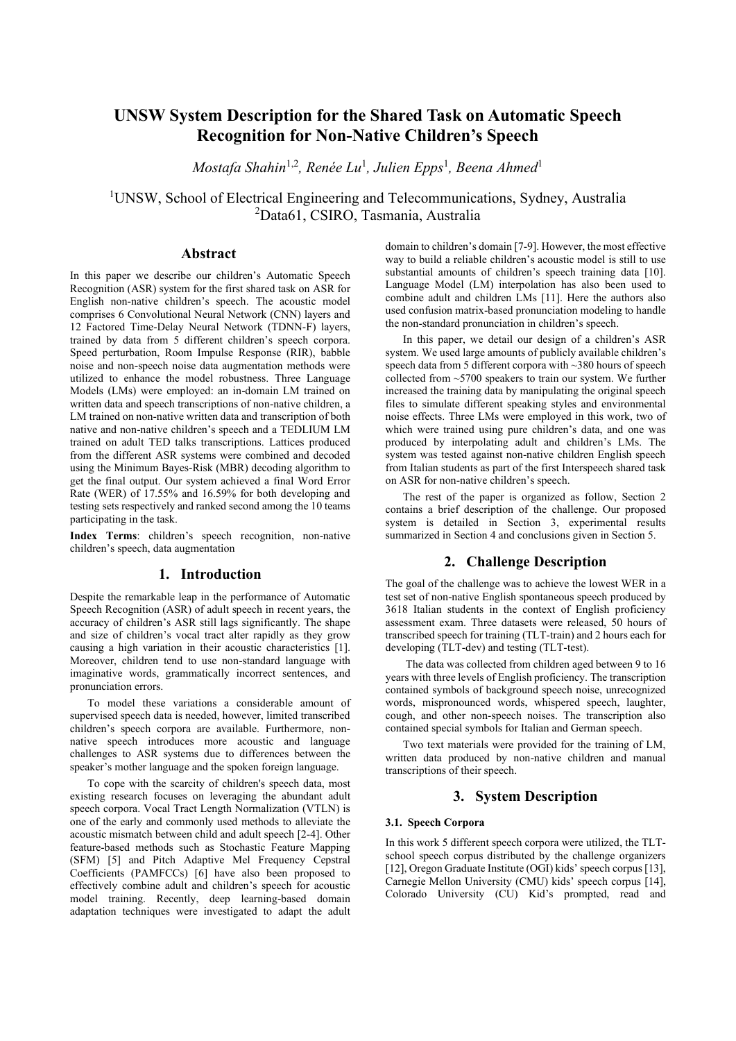# UNSW System Description for the Shared Task on Automatic Speech Recognition for Non-Native Children's Speech

*Mostafa Shahin*[1,2], *Renée Lu*[1], *Julien Epps*[1], *Beena Ahmed*[1]

[1]UNSW, School of Electrical Engineering and Telecommunications, Sydney, Australia
[2]Data61, CSIRO, Tasmania, Australia

## Abstract

In this paper we describe our children's Automatic Speech Recognition (ASR) system for the first shared task on ASR for English non-native children's speech. The acoustic model comprises 6 Convolutional Neural Network (CNN) layers and 12 Factored Time-Delay Neural Network (TDNN-F) layers, trained by data from 5 different children's speech corpora. Speed perturbation, Room Impulse Response (RIR), babble noise and non-speech noise data augmentation methods were utilized to enhance the model robustness. Three Language Models (LMs) were employed: an in-domain LM trained on written data and speech transcriptions of non-native children, a LM trained on non-native written data and transcription of both native and non-native children's speech and a TEDLIUM LM trained on adult TED talks transcriptions. Lattices produced from the different ASR systems were combined and decoded using the Minimum Bayes-Risk (MBR) decoding algorithm to get the final output. Our system achieved a final Word Error Rate (WER) of 17.55% and 16.59% for both developing and testing sets respectively and ranked second among the 10 teams participating in the task.

**Index Terms**: children's speech recognition, non-native children's speech, data augmentation

## 1. Introduction

Despite the remarkable leap in the performance of Automatic Speech Recognition (ASR) of adult speech in recent years, the accuracy of children's ASR still lags significantly. The shape and size of children's vocal tract alter rapidly as they grow causing a high variation in their acoustic characteristics [1]. Moreover, children tend to use non-standard language with imaginative words, grammatically incorrect sentences, and pronunciation errors.

To model these variations a considerable amount of supervised speech data is needed, however, limited transcribed children's speech corpora are available. Furthermore, non-native speech introduces more acoustic and language challenges to ASR systems due to differences between the speaker's mother language and the spoken foreign language.

To cope with the scarcity of children's speech data, most existing research focuses on leveraging the abundant adult speech corpora. Vocal Tract Length Normalization (VTLN) is one of the early and commonly used methods to alleviate the acoustic mismatch between child and adult speech [2-4]. Other feature-based methods such as Stochastic Feature Mapping (SFM) [5] and Pitch Adaptive Mel Frequency Cepstral Coefficients (PAMFCCs) [6] have also been proposed to effectively combine adult and children's speech for acoustic model training. Recently, deep learning-based domain adaptation techniques were investigated to adapt the adult domain to children's domain [7-9]. However, the most effective way to build a reliable children's acoustic model is still to use substantial amounts of children's speech training data [10]. Language Model (LM) interpolation has also been used to combine adult and children LMs [11]. Here the authors also used confusion matrix-based pronunciation modeling to handle the non-standard pronunciation in children's speech.

In this paper, we detail our design of a children's ASR system. We used large amounts of publicly available children's speech data from 5 different corpora with ~380 hours of speech collected from ~5700 speakers to train our system. We further increased the training data by manipulating the original speech files to simulate different speaking styles and environmental noise effects. Three LMs were employed in this work, two of which were trained using pure children's data, and one was produced by interpolating adult and children's LMs. The system was tested against non-native children English speech from Italian students as part of the first Interspeech shared task on ASR for non-native children's speech.

The rest of the paper is organized as follow, Section 2 contains a brief description of the challenge. Our proposed system is detailed in Section 3, experimental results summarized in Section 4 and conclusions given in Section 5.

## 2. Challenge Description

The goal of the challenge was to achieve the lowest WER in a test set of non-native English spontaneous speech produced by 3618 Italian students in the context of English proficiency assessment exam. Three datasets were released, 50 hours of transcribed speech for training (TLT-train) and 2 hours each for developing (TLT-dev) and testing (TLT-test).

The data was collected from children aged between 9 to 16 years with three levels of English proficiency. The transcription contained symbols of background speech noise, unrecognized words, mispronounced words, whispered speech, laughter, cough, and other non-speech noises. The transcription also contained special symbols for Italian and German speech.

Two text materials were provided for the training of LM, written data produced by non-native children and manual transcriptions of their speech.

## 3. System Description

### 3.1. Speech Corpora

In this work 5 different speech corpora were utilized, the TLT-school speech corpus distributed by the challenge organizers [12], Oregon Graduate Institute (OGI) kids' speech corpus [13], Carnegie Mellon University (CMU) kids' speech corpus [14], Colorado University (CU) Kid's prompted, read and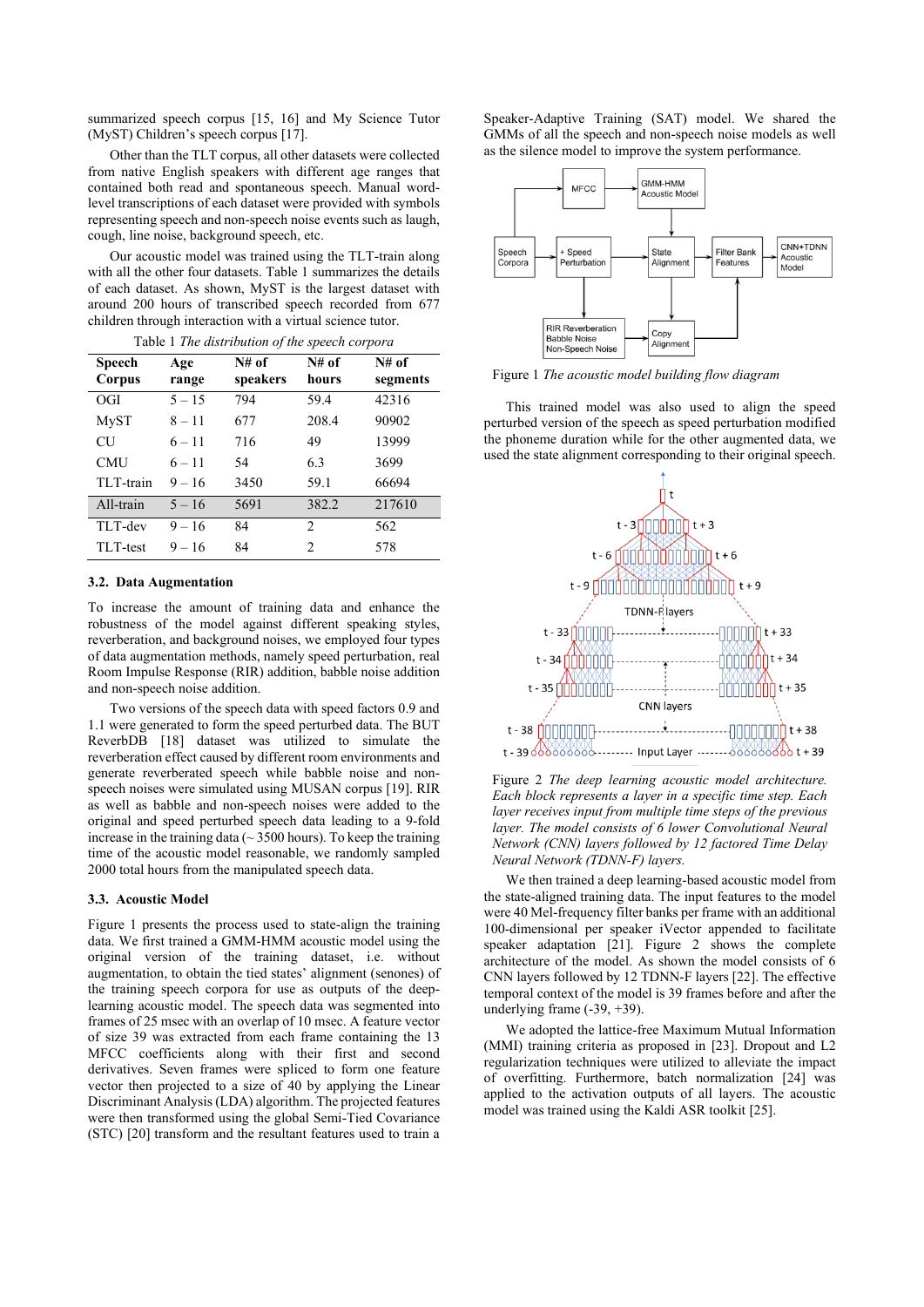summarized speech corpus [15, 16] and My Science Tutor (MyST) Children's speech corpus [17].

Other than the TLT corpus, all other datasets were collected from native English speakers with different age ranges that contained both read and spontaneous speech. Manual word-level transcriptions of each dataset were provided with symbols representing speech and non-speech noise events such as laugh, cough, line noise, background speech, etc.

Our acoustic model was trained using the TLT-train along with all the other four datasets. Table 1 summarizes the details of each dataset. As shown, MyST is the largest dataset with around 200 hours of transcribed speech recorded from 677 children through interaction with a virtual science tutor.

Table 1 *The distribution of the speech corpora*

| Speech Corpus | Age range | N# of speakers | N# of hours | N# of segments |
|---|---|---|---|---|
| OGI | 5 – 15 | 794 | 59.4 | 42316 |
| MyST | 8 – 11 | 677 | 208.4 | 90902 |
| CU | 6 – 11 | 716 | 49 | 13999 |
| CMU | 6 – 11 | 54 | 6.3 | 3699 |
| TLT-train | 9 – 16 | 3450 | 59.1 | 66694 |
| All-train | 5 – 16 | 5691 | 382.2 | 217610 |
| TLT-dev | 9 – 16 | 84 | 2 | 562 |
| TLT-test | 9 – 16 | 84 | 2 | 578 |

### 3.2. Data Augmentation

To increase the amount of training data and enhance the robustness of the model against different speaking styles, reverberation, and background noises, we employed four types of data augmentation methods, namely speed perturbation, real Room Impulse Response (RIR) addition, babble noise addition and non-speech noise addition.

Two versions of the speech data with speed factors 0.9 and 1.1 were generated to form the speed perturbed data. The BUT ReverbDB [18] dataset was utilized to simulate the reverberation effect caused by different room environments and generate reverberated speech while babble noise and non-speech noises were simulated using MUSAN corpus [19]. RIR as well as babble and non-speech noises were added to the original and speed perturbed speech data leading to a 9-fold increase in the training data (~ 3500 hours). To keep the training time of the acoustic model reasonable, we randomly sampled 2000 total hours from the manipulated speech data.

### 3.3. Acoustic Model

Figure 1 presents the process used to state-align the training data. We first trained a GMM-HMM acoustic model using the original version of the training dataset, i.e. without augmentation, to obtain the tied states' alignment (senones) of the training speech corpora for use as outputs of the deep-learning acoustic model. The speech data was segmented into frames of 25 msec with an overlap of 10 msec. A feature vector of size 39 was extracted from each frame containing the 13 MFCC coefficients along with their first and second derivatives. Seven frames were spliced to form one feature vector then projected to a size of 40 by applying the Linear Discriminant Analysis (LDA) algorithm. The projected features were then transformed using the global Semi-Tied Covariance (STC) [20] transform and the resultant features used to train a Speaker-Adaptive Training (SAT) model. We shared the GMMs of all the speech and non-speech noise models as well as the silence model to improve the system performance.

Figure 1 *The acoustic model building flow diagram*

This trained model was also used to align the speed perturbed version of the speech as speed perturbation modified the phoneme duration while for the other augmented data, we used the state alignment corresponding to their original speech.

Figure 2 *The deep learning acoustic model architecture. Each block represents a layer in a specific time step. Each layer receives input from multiple time steps of the previous layer. The model consists of 6 lower Convolutional Neural Network (CNN) layers followed by 12 factored Time Delay Neural Network (TDNN-F) layers.*

We then trained a deep learning-based acoustic model from the state-aligned training data. The input features to the model were 40 Mel-frequency filter banks per frame with an additional 100-dimensional per speaker iVector appended to facilitate speaker adaptation [21]. Figure 2 shows the complete architecture of the model. As shown the model consists of 6 CNN layers followed by 12 TDNN-F layers [22]. The effective temporal context of the model is 39 frames before and after the underlying frame (-39, +39).

We adopted the lattice-free Maximum Mutual Information (MMI) training criteria as proposed in [23]. Dropout and L2 regularization techniques were utilized to alleviate the impact of overfitting. Furthermore, batch normalization [24] was applied to the activation outputs of all layers. The acoustic model was trained using the Kaldi ASR toolkit [25].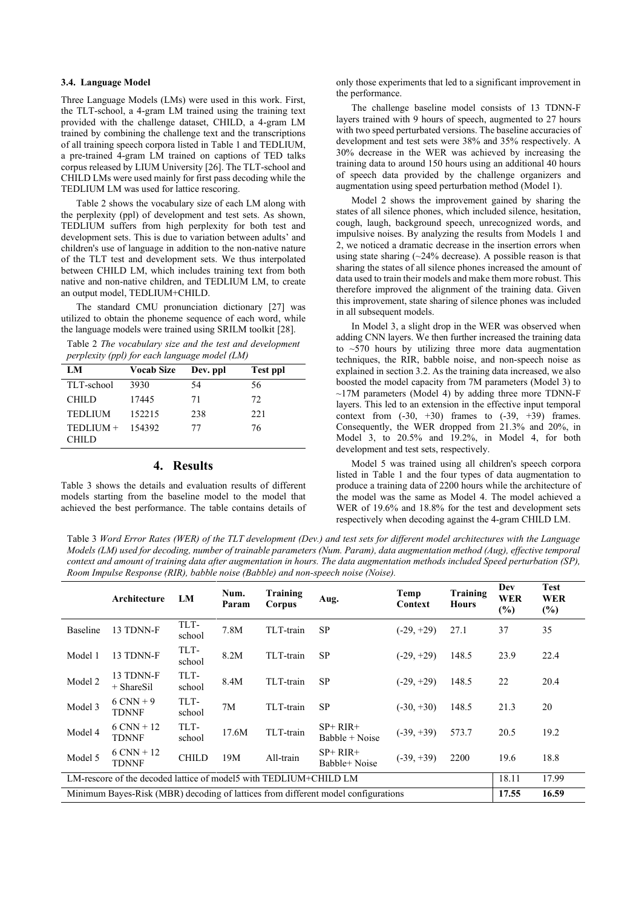### 3.4. Language Model

Three Language Models (LMs) were used in this work. First, the TLT-school, a 4-gram LM trained using the training text provided with the challenge dataset, CHILD, a 4-gram LM trained by combining the challenge text and the transcriptions of all training speech corpora listed in Table 1 and TEDLIUM, a pre-trained 4-gram LM trained on captions of TED talks corpus released by LIUM University [26]. The TLT-school and CHILD LMs were used mainly for first pass decoding while the TEDLIUM LM was used for lattice rescoring.

Table 2 shows the vocabulary size of each LM along with the perplexity (ppl) of development and test sets. As shown, TEDLIUM suffers from high perplexity for both test and development sets. This is due to variation between adults' and children's use of language in addition to the non-native nature of the TLT test and development sets. We thus interpolated between CHILD LM, which includes training text from both native and non-native children, and TEDLIUM LM, to create an output model, TEDLIUM+CHILD.

The standard CMU pronunciation dictionary [27] was utilized to obtain the phoneme sequence of each word, while the language models were trained using SRILM toolkit [28].

Table 2 *The vocabulary size and the test and development perplexity (ppl) for each language model (LM)*

| LM | Vocab Size | Dev. ppl | Test ppl |
|---|---|---|---|
| TLT-school | 3930 | 54 | 56 |
| CHILD | 17445 | 71 | 72 |
| TEDLIUM | 152215 | 238 | 221 |
| TEDLIUM + CHILD | 154392 | 77 | 76 |

## 4. Results

Table 3 shows the details and evaluation results of different models starting from the baseline model to the model that achieved the best performance. The table contains details of only those experiments that led to a significant improvement in the performance.

The challenge baseline model consists of 13 TDNN-F layers trained with 9 hours of speech, augmented to 27 hours with two speed perturbated versions. The baseline accuracies of development and test sets were 38% and 35% respectively. A 30% decrease in the WER was achieved by increasing the training data to around 150 hours using an additional 40 hours of speech data provided by the challenge organizers and augmentation using speed perturbation method (Model 1).

Model 2 shows the improvement gained by sharing the states of all silence phones, which included silence, hesitation, cough, laugh, background speech, unrecognized words, and impulsive noises. By analyzing the results from Models 1 and 2, we noticed a dramatic decrease in the insertion errors when using state sharing (~24% decrease). A possible reason is that sharing the states of all silence phones increased the amount of data used to train their models and make them more robust. This therefore improved the alignment of the training data. Given this improvement, state sharing of silence phones was included in all subsequent models.

In Model 3, a slight drop in the WER was observed when adding CNN layers. We then further increased the training data to ~570 hours by utilizing three more data augmentation techniques, the RIR, babble noise, and non-speech noise as explained in section 3.2. As the training data increased, we also boosted the model capacity from 7M parameters (Model 3) to ~17M parameters (Model 4) by adding three more TDNN-F layers. This led to an extension in the effective input temporal context from (-30, +30) frames to (-39, +39) frames. Consequently, the WER dropped from 21.3% and 20%, in Model 3, to 20.5% and 19.2%, in Model 4, for both development and test sets, respectively.

Model 5 was trained using all children's speech corpora listed in Table 1 and the four types of data augmentation to produce a training data of 2200 hours while the architecture of the model was the same as Model 4. The model achieved a WER of 19.6% and 18.8% for the test and development sets respectively when decoding against the 4-gram CHILD LM.

Table 3 *Word Error Rates (WER) of the TLT development (Dev.) and test sets for different model architectures with the Language Models (LM) used for decoding, number of trainable parameters (Num. Param), data augmentation method (Aug), effective temporal context and amount of training data after augmentation in hours. The data augmentation methods included Speed perturbation (SP), Room Impulse Response (RIR), babble noise (Babble) and non-speech noise (Noise).*

| | Architecture | LM | Num. Param | Training Corpus | Aug. | Temp Context | Training Hours | Dev WER (%) | Test WER (%) |
|---|---|---|---|---|---|---|---|---|---|
| Baseline | 13 TDNN-F | TLT-school | 7.8M | TLT-train | SP | (-29, +29) | 27.1 | 37 | 35 |
| Model 1 | 13 TDNN-F | TLT-school | 8.2M | TLT-train | SP | (-29, +29) | 148.5 | 23.9 | 22.4 |
| Model 2 | 13 TDNN-F + ShareSil | TLT-school | 8.4M | TLT-train | SP | (-29, +29) | 148.5 | 22 | 20.4 |
| Model 3 | 6 CNN + 9 TDNNF | TLT-school | 7M | TLT-train | SP | (-30, +30) | 148.5 | 21.3 | 20 |
| Model 4 | 6 CNN + 12 TDNNF | TLT-school | 17.6M | TLT-train | SP+ RIR+ Babble + Noise | (-39, +39) | 573.7 | 20.5 | 19.2 |
| Model 5 | 6 CNN + 12 TDNNF | CHILD | 19M | All-train | SP+ RIR+ Babble+ Noise | (-39, +39) | 2200 | 19.6 | 18.8 |
| LM-rescore of the decoded lattice of model5 with TEDLIUM+CHILD LM | | | | | | | | 18.11 | 17.99 |
| Minimum Bayes-Risk (MBR) decoding of lattices from different model configurations | | | | | | | | **17.55** | **16.59** |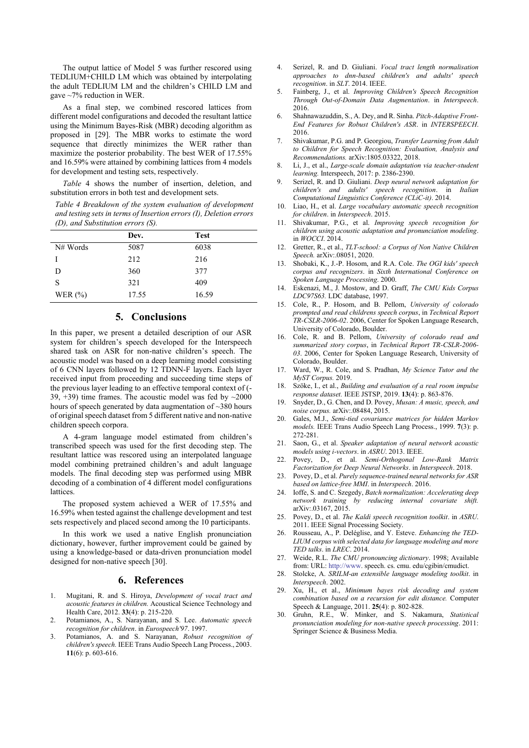The output lattice of Model 5 was further rescored using TEDLIUM+CHILD LM which was obtained by interpolating the adult TEDLIUM LM and the children's CHILD LM and gave ~7% reduction in WER.

As a final step, we combined rescored lattices from different model configurations and decoded the resultant lattice using the Minimum Bayes-Risk (MBR) decoding algorithm as proposed in [29]. The MBR works to estimate the word sequence that directly minimizes the WER rather than maximize the posterior probability. The best WER of 17.55% and 16.59% were attained by combining lattices from 4 models for development and testing sets, respectively.

*Table* 4 shows the number of insertion, deletion, and substitution errors in both test and development sets.

*Table 4 Breakdown of the system evaluation of development and testing sets in terms of Insertion errors (I), Deletion errors (D), and Substitution errors (S).*

| | Dev. | Test |
|---|---|---|
| N# Words | 5087 | 6038 |
| I | 212 | 216 |
| D | 360 | 377 |
| S | 321 | 409 |
| WER (%) | 17.55 | 16.59 |

## 5. Conclusions

In this paper, we present a detailed description of our ASR system for children's speech developed for the Interspeech shared task on ASR for non-native children's speech. The acoustic model was based on a deep learning model consisting of 6 CNN layers followed by 12 TDNN-F layers. Each layer received input from proceeding and succeeding time steps of the previous layer leading to an effective temporal context of (-39, +39) time frames. The acoustic model was fed by ~2000 hours of speech generated by data augmentation of ~380 hours of original speech dataset from 5 different native and non-native children speech corpora.

A 4-gram language model estimated from children's transcribed speech was used for the first decoding step. The resultant lattice was rescored using an interpolated language model combining pretrained children's and adult language models. The final decoding step was performed using MBR decoding of a combination of 4 different model configurations lattices.

The proposed system achieved a WER of 17.55% and 16.59% when tested against the challenge development and test sets respectively and placed second among the 10 participants.

In this work we used a native English pronunciation dictionary, however, further improvement could be gained by using a knowledge-based or data-driven pronunciation model designed for non-native speech [30].

## 6. References

1. Mugitani, R. and S. Hiroya, *Development of vocal tract and acoustic features in children.* Acoustical Science Technology and Health Care, 2012. **33**(4): p. 215-220.
2. Potamianos, A., S. Narayanan, and S. Lee. *Automatic speech recognition for children*. in *Eurospeech'97*. 1997.
3. Potamianos, A. and S. Narayanan, *Robust recognition of children's speech.* IEEE Trans Audio Speech Lang Process., 2003. **11**(6): p. 603-616.
4. Serizel, R. and D. Giuliani. *Vocal tract length normalisation approaches to dnn-based children's and adults' speech recognition*. in *SLT*. 2014. IEEE.
5. Fainberg, J., et al. *Improving Children's Speech Recognition Through Out-of-Domain Data Augmentation*. in *Interspeech*. 2016.
6. Shahnawazuddin, S., A. Dey, and R. Sinha. *Pitch-Adaptive Front-End Features for Robust Children's ASR*. in *INTERSPEECH*. 2016.
7. Shivakumar, P.G. and P. Georgiou, *Transfer Learning from Adult to Children for Speech Recognition: Evaluation, Analysis and Recommendations.* arXiv:1805.03322, 2018.
8. Li, J., et al., *Large-scale domain adaptation via teacher-student learning.* Interspeech, 2017: p. 2386-2390.
9. Serizel, R. and D. Giuliani. *Deep neural network adaptation for children's and adults' speech recognition*. in *Italian Computational Linguistics Conference (CLiC-it)*. 2014.
10. Liao, H., et al. *Large vocabulary automatic speech recognition for children*. in *Interspeech*. 2015.
11. Shivakumar, P.G., et al. *Improving speech recognition for children using acoustic adaptation and pronunciation modeling*. in *WOCCI*. 2014.
12. Gretter, R., et al., *TLT-school: a Corpus of Non Native Children Speech.* arXiv:.08051, 2020.
13. Shobaki, K., J.-P. Hosom, and R.A. Cole. *The OGI kids' speech corpus and recognizers*. in *Sixth International Conference on Spoken Language Processing*. 2000.
14. Eskenazi, M., J. Mostow, and D. Graff, *The CMU Kids Corpus LDC97S63.* LDC database, 1997.
15. Cole, R., P. Hosom, and B. Pellom, *University of colorado prompted and read childrens speech corpus*, in *Technical Report TR-CSLR-2006-02*. 2006, Center for Spoken Language Research, University of Colorado, Boulder.
16. Cole, R. and B. Pellom, *University of colorado read and summarized story corpus*, in *Technical Report TR-CSLR-2006-03*. 2006, Center for Spoken Language Research, University of Colorado, Boulder.
17. Ward, W., R. Cole, and S. Pradhan, *My Science Tutor and the MyST Corpus.* 2019.
18. Szöke, I., et al., *Building and evaluation of a real room impulse response dataset.* IEEE JSTSP, 2019. **13**(4): p. 863-876.
19. Snyder, D., G. Chen, and D. Povey, *Musan: A music, speech, and noise corpus.* arXiv:.08484, 2015.
20. Gales, M.J., *Semi-tied covariance matrices for hidden Markov models.* IEEE Trans Audio Speech Lang Process., 1999. **7**(3): p. 272-281.
21. Saon, G., et al. *Speaker adaptation of neural network acoustic models using i-vectors*. in *ASRU*. 2013. IEEE.
22. Povey, D., et al. *Semi-Orthogonal Low-Rank Matrix Factorization for Deep Neural Networks*. in *Interspeech*. 2018.
23. Povey, D., et al. *Purely sequence-trained neural networks for ASR based on lattice-free MMI*. in *Interspeech*. 2016.
24. Ioffe, S. and C. Szegedy, *Batch normalization: Accelerating deep network training by reducing internal covariate shift.* arXiv:.03167, 2015.
25. Povey, D., et al. *The Kaldi speech recognition toolkit*. in *ASRU*. 2011. IEEE Signal Processing Society.
26. Rousseau, A., P. Deléglise, and Y. Esteve. *Enhancing the TED-LIUM corpus with selected data for language modeling and more TED talks*. in *LREC*. 2014.
27. Weide, R.L. *The CMU pronouncing dictionary*. 1998; Available from: URL: http://www. speech. cs. cmu. edu/cgibin/cmudict.
28. Stolcke, A. *SRILM-an extensible language modeling toolkit*. in *Interspeech*. 2002.
29. Xu, H., et al., *Minimum bayes risk decoding and system combination based on a recursion for edit distance.* Computer Speech & Language, 2011. **25**(4): p. 802-828.
30. Gruhn, R.E., W. Minker, and S. Nakamura, *Statistical pronunciation modeling for non-native speech processing*. 2011: Springer Science & Business Media.